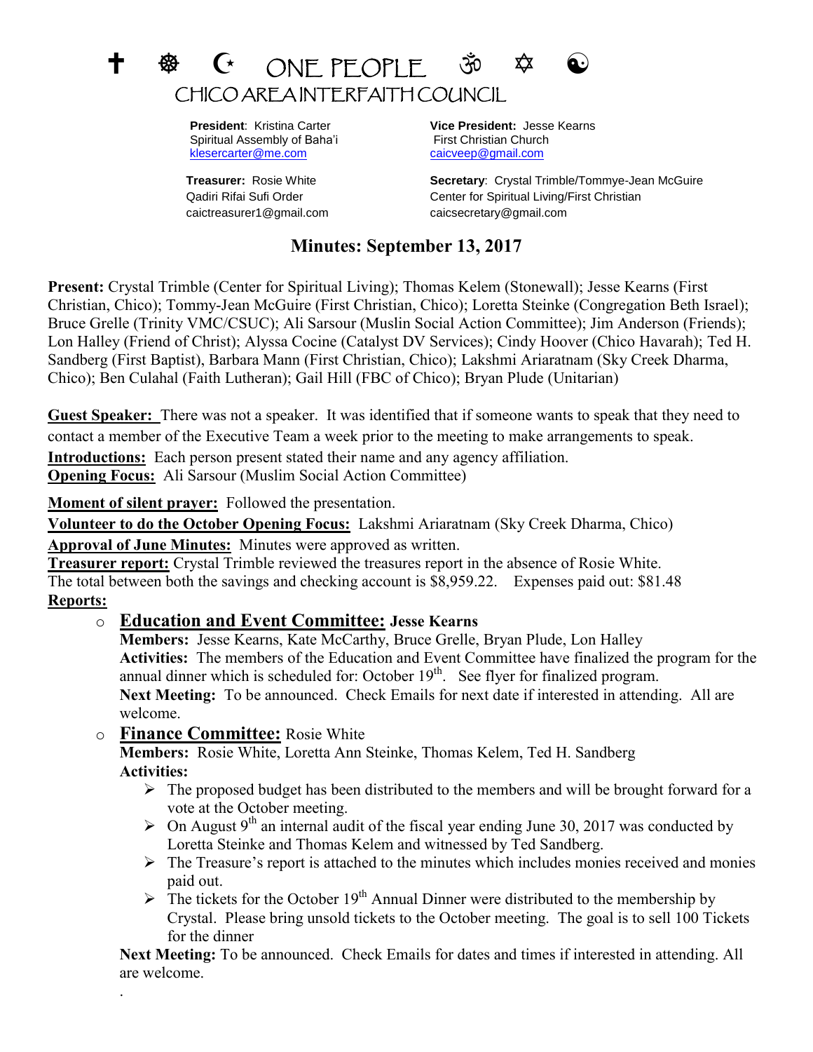# ✝ ☸ ☪ ONE PEOPLE ॐ ✡ ☯

## CHICO AREA INTERFAITH COUNCIL

**President**: Kristina Carter
Spiritual Assembly of Baha'i
klesercarter@me.com

**Vice President:** Jesse Kearns
First Christian Church
caicveep@gmail.com

**Treasurer:** Rosie White
Qadiri Rifai Sufi Order
caictreasurer1@gmail.com

**Secretary**: Crystal Trimble/Tommye-Jean McGuire
Center for Spiritual Living/First Christian
caicsecretary@gmail.com

## Minutes: September 13, 2017

**Present:** Crystal Trimble (Center for Spiritual Living); Thomas Kelem (Stonewall); Jesse Kearns (First Christian, Chico); Tommy-Jean McGuire (First Christian, Chico); Loretta Steinke (Congregation Beth Israel); Bruce Grelle (Trinity VMC/CSUC); Ali Sarsour (Muslin Social Action Committee); Jim Anderson (Friends); Lon Halley (Friend of Christ); Alyssa Cocine (Catalyst DV Services); Cindy Hoover (Chico Havarah); Ted H. Sandberg (First Baptist), Barbara Mann (First Christian, Chico); Lakshmi Ariaratnam (Sky Creek Dharma, Chico); Ben Culahal (Faith Lutheran); Gail Hill (FBC of Chico); Bryan Plude (Unitarian)

**Guest Speaker:** There was not a speaker. It was identified that if someone wants to speak that they need to contact a member of the Executive Team a week prior to the meeting to make arrangements to speak.

**Introductions:** Each person present stated their name and any agency affiliation.

**Opening Focus:** Ali Sarsour (Muslim Social Action Committee)

**Moment of silent prayer:** Followed the presentation.

**Volunteer to do the October Opening Focus:** Lakshmi Ariaratnam (Sky Creek Dharma, Chico)

**Approval of June Minutes:** Minutes were approved as written.

**Treasurer report:** Crystal Trimble reviewed the treasures report in the absence of Rosie White. The total between both the savings and checking account is $8,959.22. Expenses paid out: $81.48

**Reports:**

- **Education and Event Committee: Jesse Kearns**
  **Members:** Jesse Kearns, Kate McCarthy, Bruce Grelle, Bryan Plude, Lon Halley
  **Activities:** The members of the Education and Event Committee have finalized the program for the annual dinner which is scheduled for: October 19th. See flyer for finalized program.
  **Next Meeting:** To be announced. Check Emails for next date if interested in attending. All are welcome.

- **Finance Committee:** Rosie White
  **Members:** Rosie White, Loretta Ann Steinke, Thomas Kelem, Ted H. Sandberg
  **Activities:**
  - The proposed budget has been distributed to the members and will be brought forward for a vote at the October meeting.
  - On August 9th an internal audit of the fiscal year ending June 30, 2017 was conducted by Loretta Steinke and Thomas Kelem and witnessed by Ted Sandberg.
  - The Treasure's report is attached to the minutes which includes monies received and monies paid out.
  - The tickets for the October 19th Annual Dinner were distributed to the membership by Crystal. Please bring unsold tickets to the October meeting. The goal is to sell 100 Tickets for the dinner

  **Next Meeting:** To be announced. Check Emails for dates and times if interested in attending. All are welcome.

.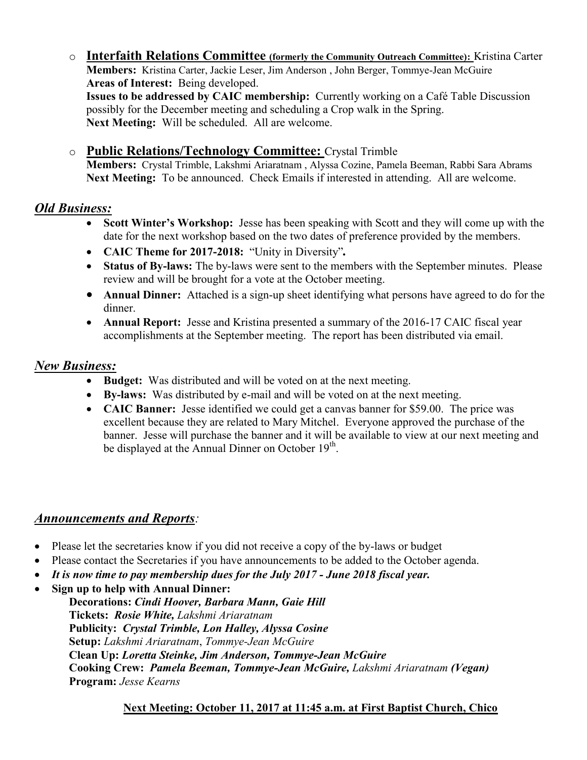- **Interfaith Relations Committee** **(formerly the Community Outreach Committee):** Kristina Carter
  **Members:** Kristina Carter, Jackie Leser, Jim Anderson , John Berger, Tommye-Jean McGuire
  **Areas of Interest:** Being developed.
  **Issues to be addressed by CAIC membership:** Currently working on a Café Table Discussion possibly for the December meeting and scheduling a Crop walk in the Spring.
  **Next Meeting:** Will be scheduled. All are welcome.

- **Public Relations/Technology Committee:** Crystal Trimble
  **Members:** Crystal Trimble, Lakshmi Ariaratnam , Alyssa Cozine, Pamela Beeman, Rabbi Sara Abrams
  **Next Meeting:** To be announced. Check Emails if interested in attending. All are welcome.

## ***Old Business:***

- **Scott Winter's Workshop:** Jesse has been speaking with Scott and they will come up with the date for the next workshop based on the two dates of preference provided by the members.
- **CAIC Theme for 2017-2018:** "Unity in Diversity"**.**
- **Status of By-laws:** The by-laws were sent to the members with the September minutes. Please review and will be brought for a vote at the October meeting.
- **Annual Dinner:** Attached is a sign-up sheet identifying what persons have agreed to do for the dinner.
- **Annual Report:** Jesse and Kristina presented a summary of the 2016-17 CAIC fiscal year accomplishments at the September meeting. The report has been distributed via email.

## ***New Business:***

- **Budget:** Was distributed and will be voted on at the next meeting.
- **By-laws:** Was distributed by e-mail and will be voted on at the next meeting.
- **CAIC Banner:** Jesse identified we could get a canvas banner for $59.00. The price was excellent because they are related to Mary Mitchel. Everyone approved the purchase of the banner. Jesse will purchase the banner and it will be available to view at our next meeting and be displayed at the Annual Dinner on October 19th.

## ***Announcements and Reports:***

- Please let the secretaries know if you did not receive a copy of the by-laws or budget
- Please contact the Secretaries if you have announcements to be added to the October agenda.
- ***It is now time to pay membership dues for the July 2017 - June 2018 fiscal year.***
- **Sign up to help with Annual Dinner:**
  **Decorations:** ***Cindi Hoover, Barbara Mann, Gaie Hill***
  **Tickets:** ***Rosie White,*** *Lakshmi Ariaratnam*
  **Publicity:** ***Crystal Trimble, Lon Halley, Alyssa Cosine***
  **Setup:** *Lakshmi Ariaratnam*, *Tommye-Jean McGuire*
  **Clean Up:** ***Loretta Steinke, Jim Anderson, Tommye-Jean McGuire***
  **Cooking Crew:** ***Pamela Beeman, Tommye-Jean McGuire,*** *Lakshmi Ariaratnam* ***(Vegan)***
  **Program:** *Jesse Kearns*

**Next Meeting: October 11, 2017 at 11:45 a.m. at First Baptist Church, Chico**